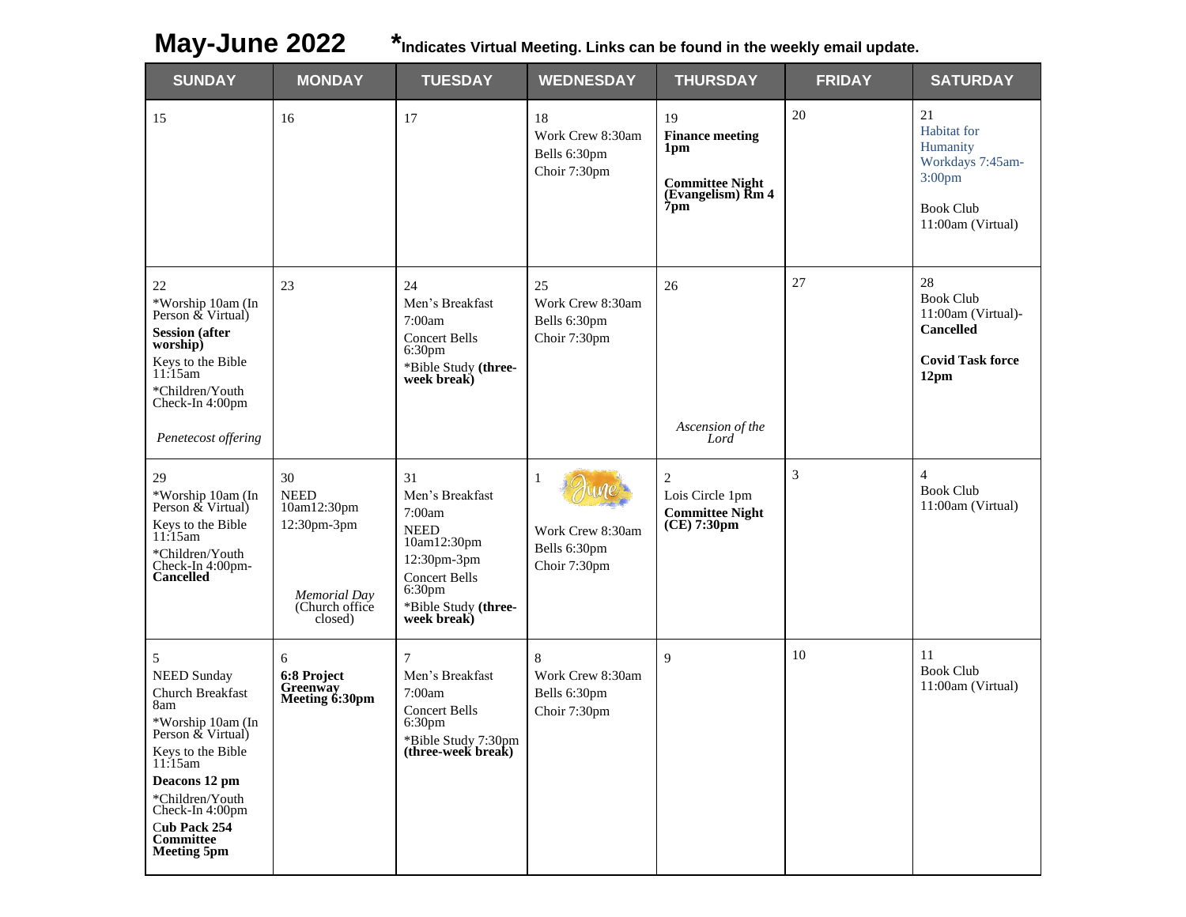# May-June 2022

***Indicates Virtual Meeting. Links can be found in the weekly email update.**

| SUNDAY | MONDAY | TUESDAY | WEDNESDAY | THURSDAY | FRIDAY | SATURDAY |
|---|---|---|---|---|---|---|
| 15 | 16 | 17 | 18<br>Work Crew 8:30am<br>Bells 6:30pm<br>Choir 7:30pm | 19<br>**Finance meeting 1pm**<br><br>**Committee Night (Evangelism) Rm 4 7pm** | 20 | 21<br>Habitat for Humanity Workdays 7:45am-3:00pm<br><br>Book Club 11:00am (Virtual) |
| 22<br>*Worship 10am (In Person & Virtual)<br>**Session (after worship)**<br>Keys to the Bible 11:15am<br>*Children/Youth Check-In 4:00pm<br><br>*Penetecost offering* | 23 | 24<br>Men's Breakfast 7:00am<br>Concert Bells 6:30pm<br>*Bible Study **(three-week break)** | 25<br>Work Crew 8:30am<br>Bells 6:30pm<br>Choir 7:30pm | 26<br><br>*Ascension of the Lord* | 27 | 28<br>Book Club 11:00am (Virtual)- **Cancelled**<br><br>**Covid Task force 12pm** |
| 29<br>*Worship 10am (In Person & Virtual)<br>Keys to the Bible 11:15am<br>*Children/Youth Check-In 4:00pm- **Cancelled** | 30<br>NEED 10am12:30pm<br>12:30pm-3pm<br><br>*Memorial Day*<br>(Church office closed) | 31<br>Men's Breakfast 7:00am<br>NEED 10am12:30pm<br>12:30pm-3pm<br>Concert Bells 6:30pm<br>*Bible Study **(three-week break)** | 1<br>June<br><br>Work Crew 8:30am<br>Bells 6:30pm<br>Choir 7:30pm | 2<br>Lois Circle 1pm<br>**Committee Night (CE) 7:30pm** | 3 | 4<br>Book Club 11:00am (Virtual) |
| 5<br>NEED Sunday Church Breakfast 8am<br>*Worship 10am (In Person & Virtual)<br>Keys to the Bible 11:15am<br>**Deacons 12 pm**<br>*Children/Youth Check-In 4:00pm<br>**Cub Pack 254 Committee Meeting 5pm** | 6<br>**6:8 Project Greenway Meeting 6:30pm** | 7<br>Men's Breakfast 7:00am<br>Concert Bells 6:30pm<br>*Bible Study 7:30pm **(three-week break)** | 8<br>Work Crew 8:30am<br>Bells 6:30pm<br>Choir 7:30pm | 9 | 10 | 11<br>Book Club 11:00am (Virtual) |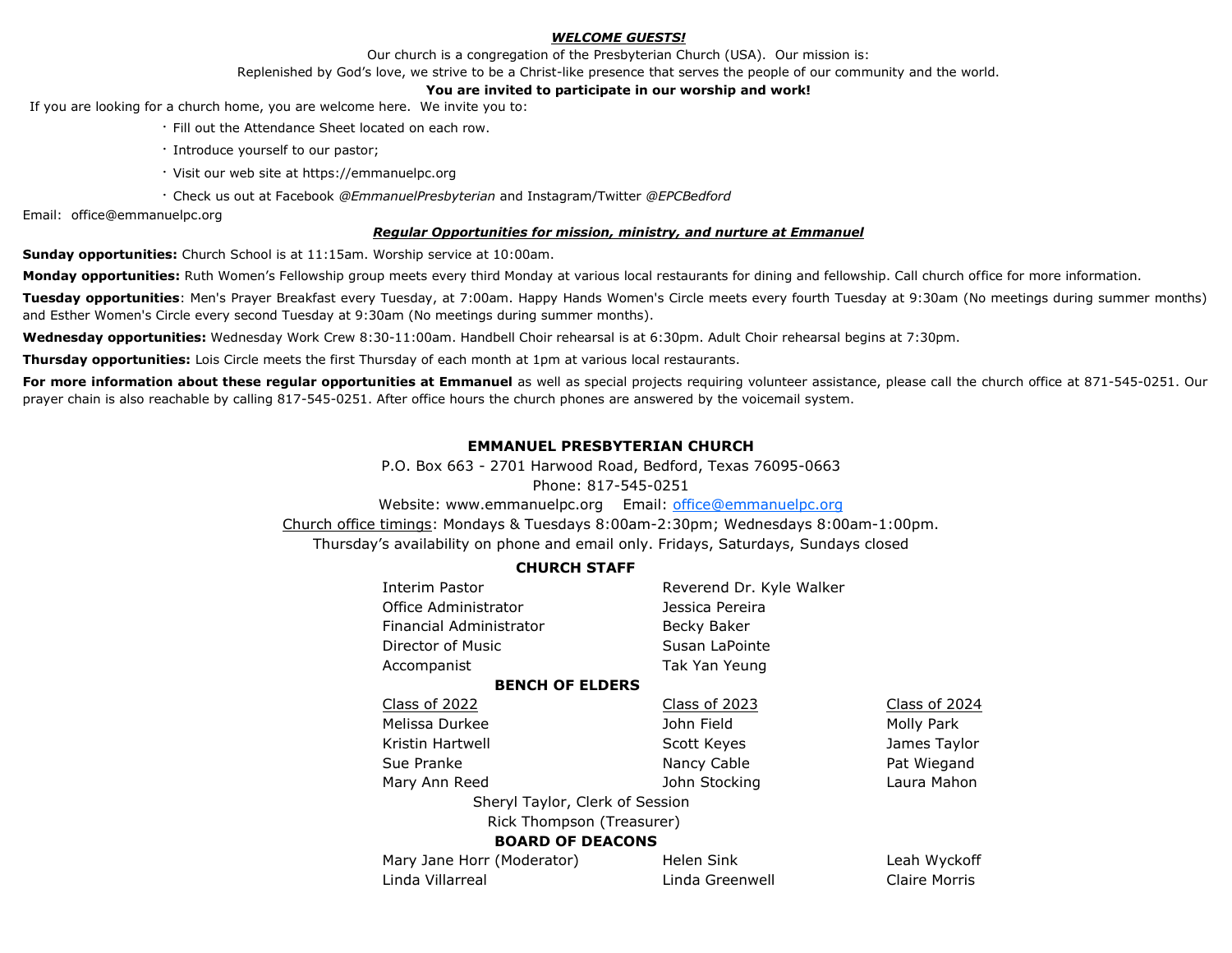***WELCOME GUESTS!***

Our church is a congregation of the Presbyterian Church (USA). Our mission is:

Replenished by God's love, we strive to be a Christ-like presence that serves the people of our community and the world.

**You are invited to participate in our worship and work!**

If you are looking for a church home, you are welcome here. We invite you to:

- Fill out the Attendance Sheet located on each row.
- Introduce yourself to our pastor;
- Visit our web site at https://emmanuelpc.org
- Check us out at Facebook *@EmmanuelPresbyterian* and Instagram/Twitter *@EPCBedford*

Email: office@emmanuelpc.org

***Regular Opportunities for mission, ministry, and nurture at Emmanuel***

**Sunday opportunities:** Church School is at 11:15am. Worship service at 10:00am.

**Monday opportunities:** Ruth Women's Fellowship group meets every third Monday at various local restaurants for dining and fellowship. Call church office for more information.

**Tuesday opportunities**: Men's Prayer Breakfast every Tuesday, at 7:00am. Happy Hands Women's Circle meets every fourth Tuesday at 9:30am (No meetings during summer months) and Esther Women's Circle every second Tuesday at 9:30am (No meetings during summer months).

**Wednesday opportunities:** Wednesday Work Crew 8:30-11:00am. Handbell Choir rehearsal is at 6:30pm. Adult Choir rehearsal begins at 7:30pm.

**Thursday opportunities:** Lois Circle meets the first Thursday of each month at 1pm at various local restaurants.

**For more information about these regular opportunities at Emmanuel** as well as special projects requiring volunteer assistance, please call the church office at 871-545-0251. Our prayer chain is also reachable by calling 817-545-0251. After office hours the church phones are answered by the voicemail system.

**EMMANUEL PRESBYTERIAN CHURCH**

P.O. Box 663 - 2701 Harwood Road, Bedford, Texas 76095-0663

Phone: 817-545-0251

Website: www.emmanuelpc.org Email: office@emmanuelpc.org

Church office timings: Mondays & Tuesdays 8:00am-2:30pm; Wednesdays 8:00am-1:00pm.

Thursday's availability on phone and email only. Fridays, Saturdays, Sundays closed

**CHURCH STAFF**

| | |
|---|---|
| Interim Pastor | Reverend Dr. Kyle Walker |
| Office Administrator | Jessica Pereira |
| Financial Administrator | Becky Baker |
| Director of Music | Susan LaPointe |
| Accompanist | Tak Yan Yeung |

**BENCH OF ELDERS**

| Class of 2022 | Class of 2023 | Class of 2024 |
|---|---|---|
| Melissa Durkee | John Field | Molly Park |
| Kristin Hartwell | Scott Keyes | James Taylor |
| Sue Pranke | Nancy Cable | Pat Wiegand |
| Mary Ann Reed | John Stocking | Laura Mahon |

Sheryl Taylor, Clerk of Session

Rick Thompson (Treasurer)

**BOARD OF DEACONS**

| | | |
|---|---|---|
| Mary Jane Horr (Moderator) | Helen Sink | Leah Wyckoff |
| Linda Villarreal | Linda Greenwell | Claire Morris |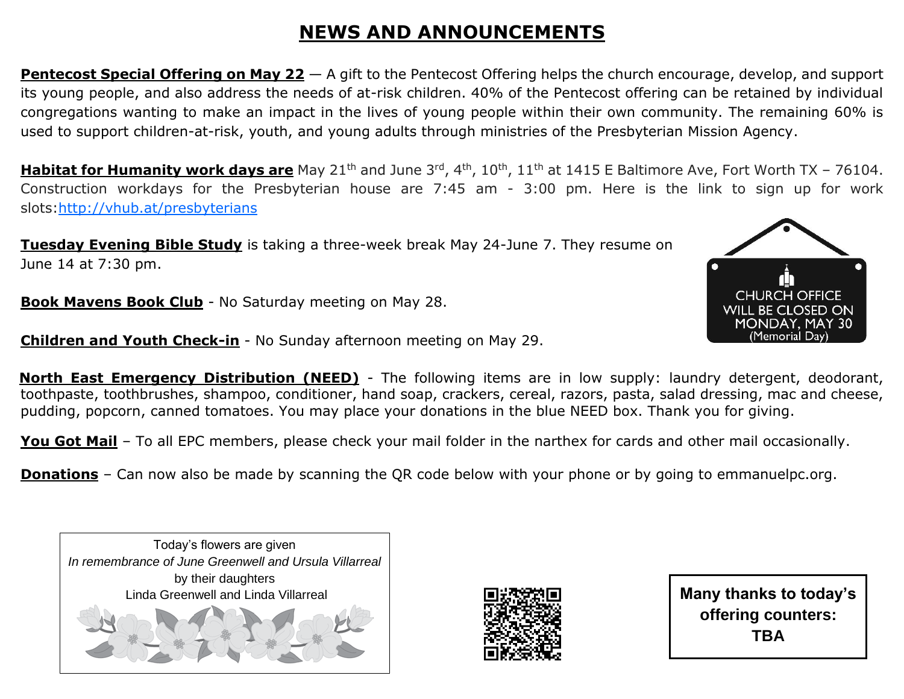# NEWS AND ANNOUNCEMENTS

**Pentecost Special Offering on May 22** — A gift to the Pentecost Offering helps the church encourage, develop, and support its young people, and also address the needs of at-risk children. 40% of the Pentecost offering can be retained by individual congregations wanting to make an impact in the lives of young people within their own community. The remaining 60% is used to support children-at-risk, youth, and young adults through ministries of the Presbyterian Mission Agency.

**Habitat for Humanity work days are** May 21st and June 3rd, 4th, 10th, 11th at 1415 E Baltimore Ave, Fort Worth TX – 76104. Construction workdays for the Presbyterian house are 7:45 am - 3:00 pm. Here is the link to sign up for work slots:[http://vhub.at/presbyterians](http://vhub.at/presbyterians)

**Tuesday Evening Bible Study** is taking a three-week break May 24-June 7. They resume on June 14 at 7:30 pm.

CHURCH OFFICE WILL BE CLOSED ON MONDAY, MAY 30 (Memorial Day)

**Book Mavens Book Club** - No Saturday meeting on May 28.

**Children and Youth Check-in** - No Sunday afternoon meeting on May 29.

**North East Emergency Distribution (NEED)** - The following items are in low supply: laundry detergent, deodorant, toothpaste, toothbrushes, shampoo, conditioner, hand soap, crackers, cereal, razors, pasta, salad dressing, mac and cheese, pudding, popcorn, canned tomatoes. You may place your donations in the blue NEED box. Thank you for giving.

**You Got Mail** – To all EPC members, please check your mail folder in the narthex for cards and other mail occasionally.

**Donations** – Can now also be made by scanning the QR code below with your phone or by going to emmanuelpc.org.

Today's flowers are given
*In remembrance of June Greenwell and Ursula Villarreal*
by their daughters
Linda Greenwell and Linda Villarreal

**Many thanks to today's offering counters: TBA**